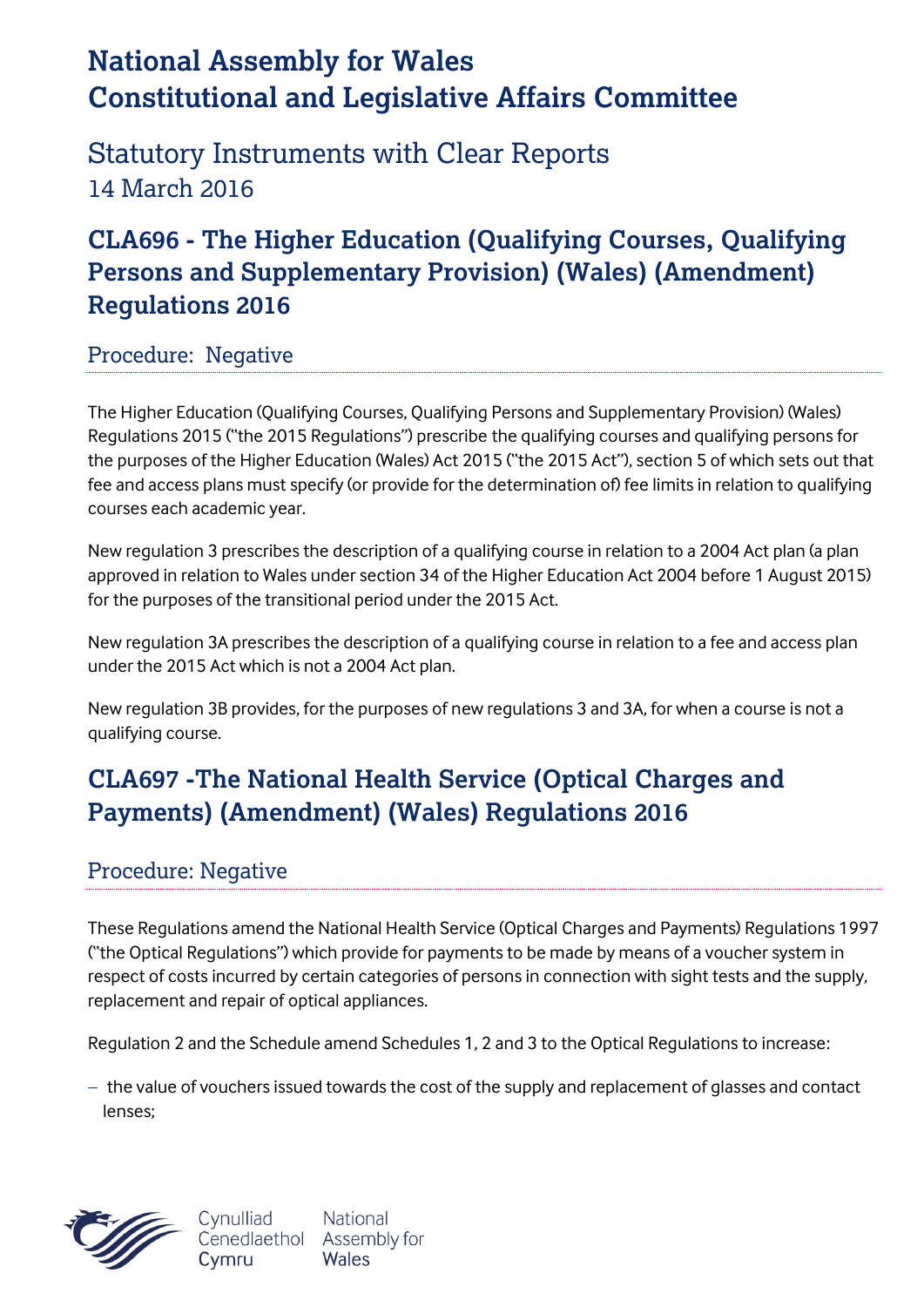# National Assembly for Wales
# Constitutional and Legislative Affairs Committee

## Statutory Instruments with Clear Reports
14 March 2016

## CLA696 - The Higher Education (Qualifying Courses, Qualifying Persons and Supplementary Provision) (Wales) (Amendment) Regulations 2016

### Procedure: Negative

The Higher Education (Qualifying Courses, Qualifying Persons and Supplementary Provision) (Wales) Regulations 2015 ("the 2015 Regulations") prescribe the qualifying courses and qualifying persons for the purposes of the Higher Education (Wales) Act 2015 ("the 2015 Act"), section 5 of which sets out that fee and access plans must specify (or provide for the determination of) fee limits in relation to qualifying courses each academic year.

New regulation 3 prescribes the description of a qualifying course in relation to a 2004 Act plan (a plan approved in relation to Wales under section 34 of the Higher Education Act 2004 before 1 August 2015) for the purposes of the transitional period under the 2015 Act.

New regulation 3A prescribes the description of a qualifying course in relation to a fee and access plan under the 2015 Act which is not a 2004 Act plan.

New regulation 3B provides, for the purposes of new regulations 3 and 3A, for when a course is not a qualifying course.

## CLA697 -The National Health Service (Optical Charges and Payments) (Amendment) (Wales) Regulations 2016

### Procedure: Negative

These Regulations amend the National Health Service (Optical Charges and Payments) Regulations 1997 ("the Optical Regulations") which provide for payments to be made by means of a voucher system in respect of costs incurred by certain categories of persons in connection with sight tests and the supply, replacement and repair of optical appliances.

Regulation 2 and the Schedule amend Schedules 1, 2 and 3 to the Optical Regulations to increase:

- the value of vouchers issued towards the cost of the supply and replacement of glasses and contact lenses;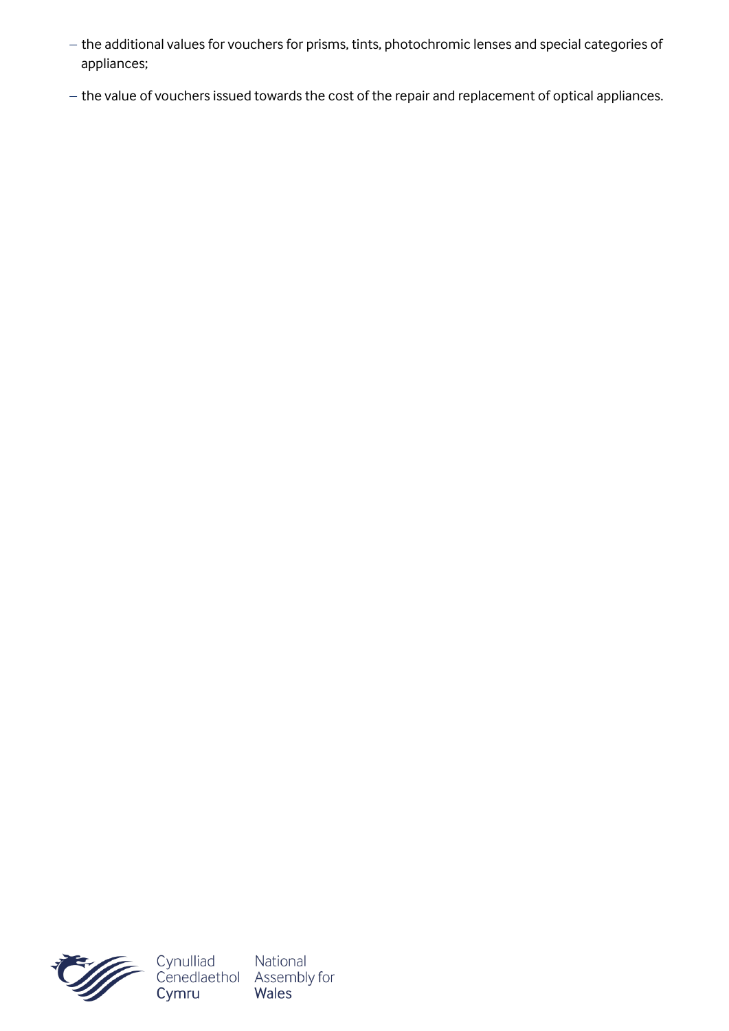- the additional values for vouchers for prisms, tints, photochromic lenses and special categories of appliances;
- the value of vouchers issued towards the cost of the repair and replacement of optical appliances.